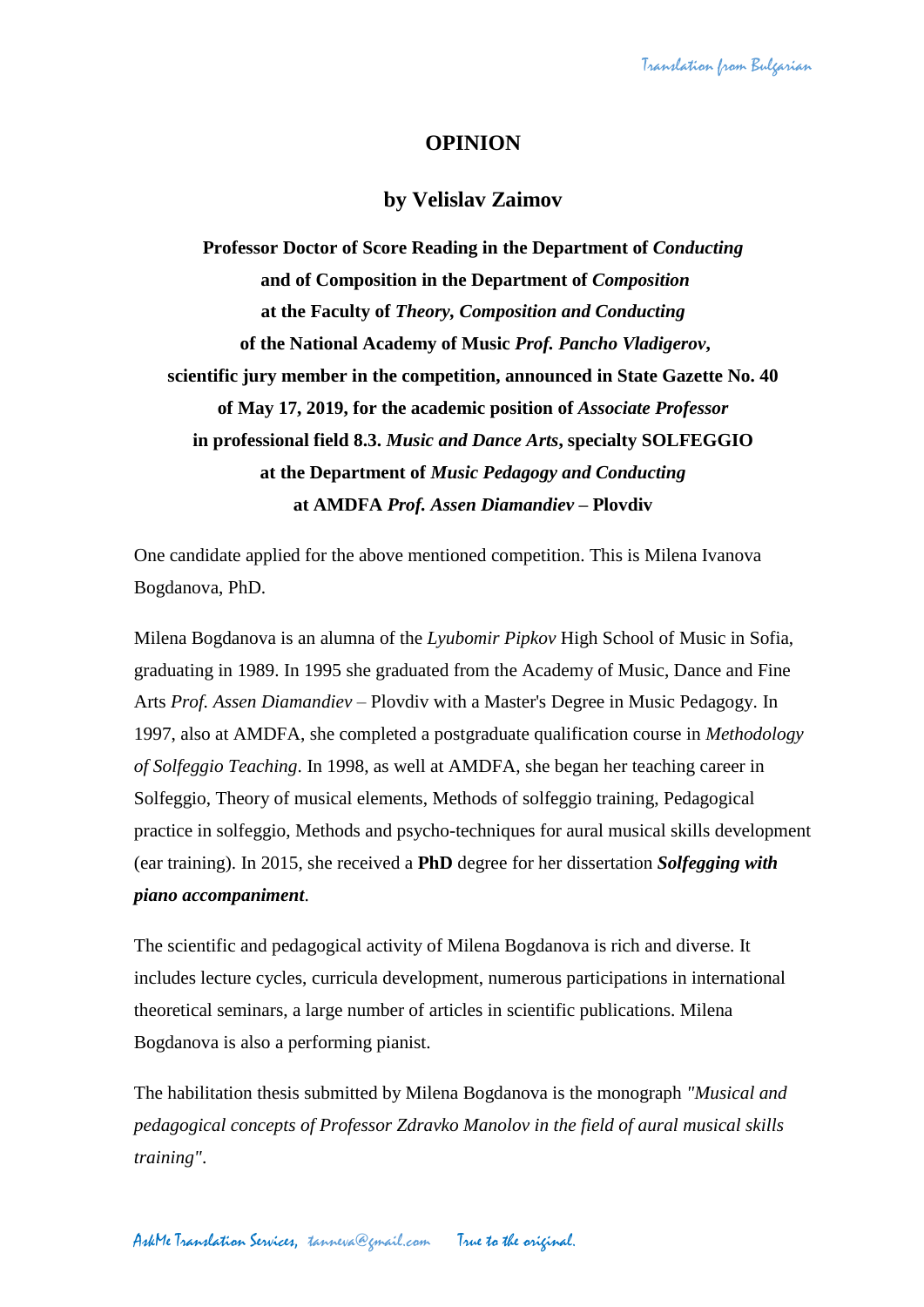# OPINION

## by Velislav Zaimov

**Professor Doctor of Score Reading in the Department of *Conducting* and of Composition in the Department of *Composition* at the Faculty of *Theory, Composition and Conducting* of the National Academy of Music *Prof. Pancho Vladigerov*, scientific jury member in the competition, announced in State Gazette No. 40 of May 17, 2019, for the academic position of *Associate Professor* in professional field 8.3. *Music and Dance Arts*, specialty SOLFEGGIO at the Department of *Music Pedagogy and Conducting* at AMDFA *Prof. Assen Diamandiev* – Plovdiv**

One candidate applied for the above mentioned competition. This is Milena Ivanova Bogdanova, PhD.

Milena Bogdanova is an alumna of the *Lyubomir Pipkov* High School of Music in Sofia, graduating in 1989. In 1995 she graduated from the Academy of Music, Dance and Fine Arts *Prof. Assen Diamandiev* – Plovdiv with a Master's Degree in Music Pedagogy. In 1997, also at AMDFA, she completed a postgraduate qualification course in *Methodology of Solfeggio Teaching*. In 1998, as well at AMDFA, she began her teaching career in Solfeggio, Theory of musical elements, Methods of solfeggio training, Pedagogical practice in solfeggio, Methods and psycho-techniques for aural musical skills development (ear training). In 2015, she received a **PhD** degree for her dissertation ***Solfegging with piano accompaniment***.

The scientific and pedagogical activity of Milena Bogdanova is rich and diverse. It includes lecture cycles, curricula development, numerous participations in international theoretical seminars, a large number of articles in scientific publications. Milena Bogdanova is also a performing pianist.

The habilitation thesis submitted by Milena Bogdanova is the monograph *"Musical and pedagogical concepts of Professor Zdravko Manolov in the field of aural musical skills training"*.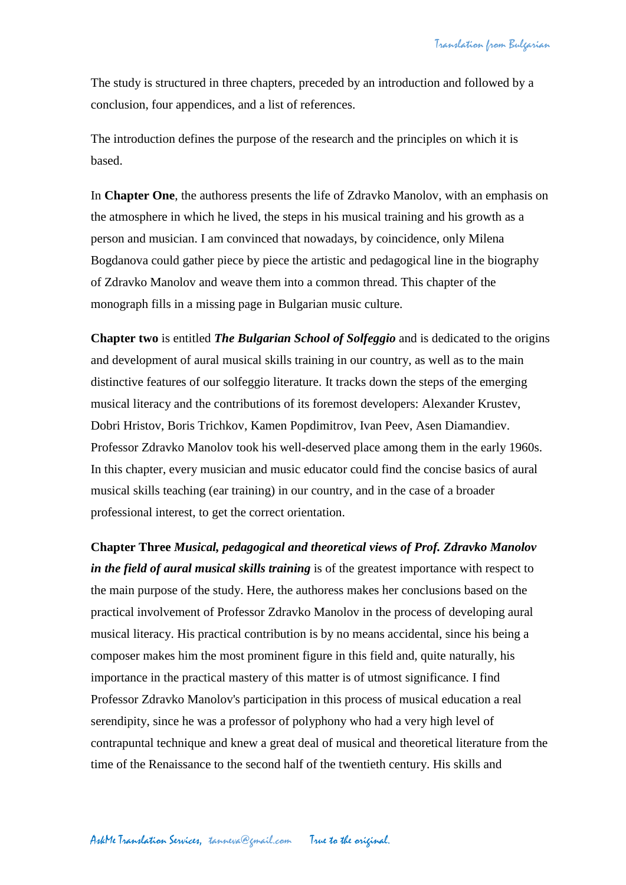The study is structured in three chapters, preceded by an introduction and followed by a conclusion, four appendices, and a list of references.

The introduction defines the purpose of the research and the principles on which it is based.

In **Chapter One**, the authoress presents the life of Zdravko Manolov, with an emphasis on the atmosphere in which he lived, the steps in his musical training and his growth as a person and musician. I am convinced that nowadays, by coincidence, only Milena Bogdanova could gather piece by piece the artistic and pedagogical line in the biography of Zdravko Manolov and weave them into a common thread. This chapter of the monograph fills in a missing page in Bulgarian music culture.

**Chapter two** is entitled ***The Bulgarian School of Solfeggio*** and is dedicated to the origins and development of aural musical skills training in our country, as well as to the main distinctive features of our solfeggio literature. It tracks down the steps of the emerging musical literacy and the contributions of its foremost developers: Alexander Krustev, Dobri Hristov, Boris Trichkov, Kamen Popdimitrov, Ivan Peev, Asen Diamandiev. Professor Zdravko Manolov took his well-deserved place among them in the early 1960s. In this chapter, every musician and music educator could find the concise basics of aural musical skills teaching (ear training) in our country, and in the case of a broader professional interest, to get the correct orientation.

**Chapter Three** ***Musical, pedagogical and theoretical views of Prof. Zdravko Manolov in the field of aural musical skills training*** is of the greatest importance with respect to the main purpose of the study. Here, the authoress makes her conclusions based on the practical involvement of Professor Zdravko Manolov in the process of developing aural musical literacy. His practical contribution is by no means accidental, since his being a composer makes him the most prominent figure in this field and, quite naturally, his importance in the practical mastery of this matter is of utmost significance. I find Professor Zdravko Manolov's participation in this process of musical education a real serendipity, since he was a professor of polyphony who had a very high level of contrapuntal technique and knew a great deal of musical and theoretical literature from the time of the Renaissance to the second half of the twentieth century. His skills and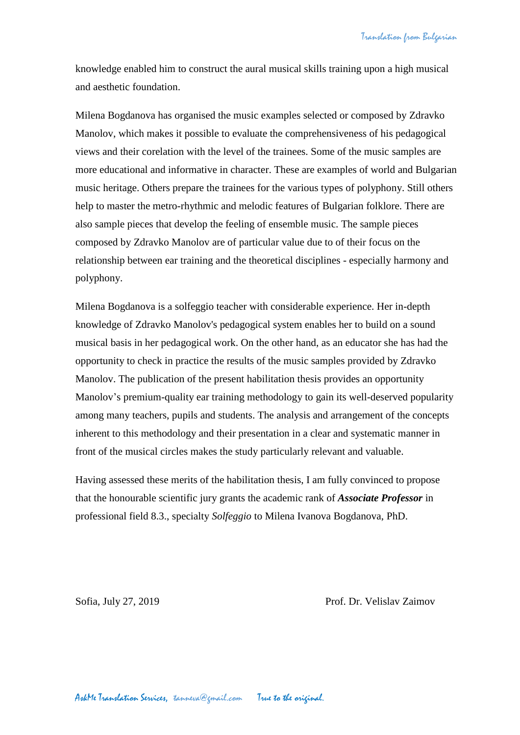knowledge enabled him to construct the aural musical skills training upon a high musical and aesthetic foundation.

Milena Bogdanova has organised the music examples selected or composed by Zdravko Manolov, which makes it possible to evaluate the comprehensiveness of his pedagogical views and their corelation with the level of the trainees. Some of the music samples are more educational and informative in character. These are examples of world and Bulgarian music heritage. Others prepare the trainees for the various types of polyphony. Still others help to master the metro-rhythmic and melodic features of Bulgarian folklore. There are also sample pieces that develop the feeling of ensemble music. The sample pieces composed by Zdravko Manolov are of particular value due to of their focus on the relationship between ear training and the theoretical disciplines - especially harmony and polyphony.

Milena Bogdanova is a solfeggio teacher with considerable experience. Her in-depth knowledge of Zdravko Manolov's pedagogical system enables her to build on a sound musical basis in her pedagogical work. On the other hand, as an educator she has had the opportunity to check in practice the results of the music samples provided by Zdravko Manolov. The publication of the present habilitation thesis provides an opportunity Manolov's premium-quality ear training methodology to gain its well-deserved popularity among many teachers, pupils and students. The analysis and arrangement of the concepts inherent to this methodology and their presentation in a clear and systematic manner in front of the musical circles makes the study particularly relevant and valuable.

Having assessed these merits of the habilitation thesis, I am fully convinced to propose that the honourable scientific jury grants the academic rank of ***Associate Professor*** in professional field 8.3., specialty *Solfeggio* to Milena Ivanova Bogdanova, PhD.

Sofia, July 27, 2019

Prof. Dr. Velislav Zaimov